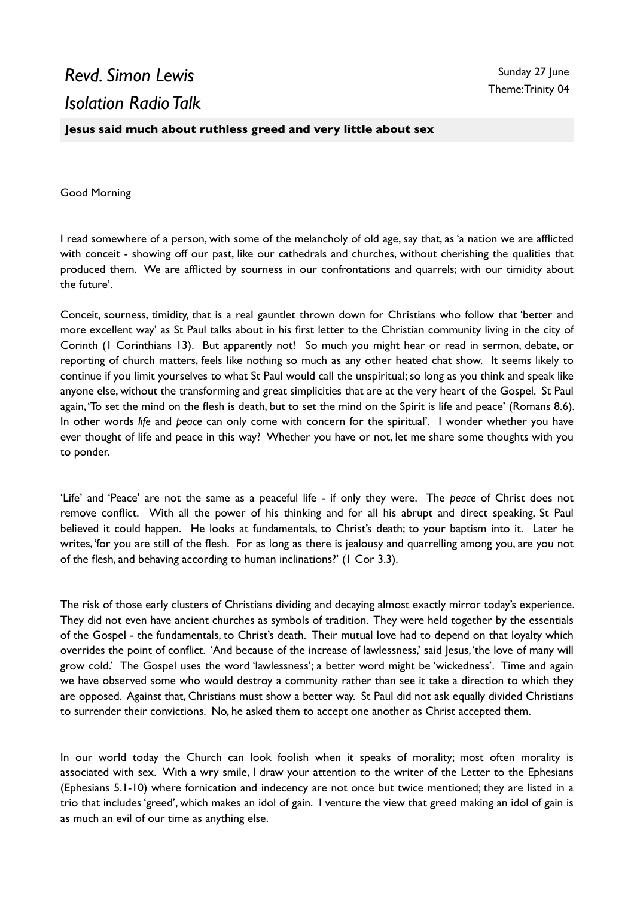# *Revd. Simon Lewis*
# *Isolation Radio Talk*

Sunday 27 June
Theme: Trinity 04

**Jesus said much about ruthless greed and very little about sex**

Good Morning

I read somewhere of a person, with some of the melancholy of old age, say that, as 'a nation we are afflicted with conceit - showing off our past, like our cathedrals and churches, without cherishing the qualities that produced them. We are afflicted by sourness in our confrontations and quarrels; with our timidity about the future'.

Conceit, sourness, timidity, that is a real gauntlet thrown down for Christians who follow that 'better and more excellent way' as St Paul talks about in his first letter to the Christian community living in the city of Corinth (1 Corinthians 13). But apparently not! So much you might hear or read in sermon, debate, or reporting of church matters, feels like nothing so much as any other heated chat show. It seems likely to continue if you limit yourselves to what St Paul would call the unspiritual; so long as you think and speak like anyone else, without the transforming and great simplicities that are at the very heart of the Gospel. St Paul again, 'To set the mind on the flesh is death, but to set the mind on the Spirit is life and peace' (Romans 8.6). In other words *life* and *peace* can only come with concern for the spiritual'. I wonder whether you have ever thought of life and peace in this way? Whether you have or not, let me share some thoughts with you to ponder.

'Life' and 'Peace' are not the same as a peaceful life - if only they were. The *peace* of Christ does not remove conflict. With all the power of his thinking and for all his abrupt and direct speaking, St Paul believed it could happen. He looks at fundamentals, to Christ's death; to your baptism into it. Later he writes, 'for you are still of the flesh. For as long as there is jealousy and quarrelling among you, are you not of the flesh, and behaving according to human inclinations?' (1 Cor 3.3).

The risk of those early clusters of Christians dividing and decaying almost exactly mirror today's experience. They did not even have ancient churches as symbols of tradition. They were held together by the essentials of the Gospel - the fundamentals, to Christ's death. Their mutual love had to depend on that loyalty which overrides the point of conflict. 'And because of the increase of lawlessness,' said Jesus, 'the love of many will grow cold.' The Gospel uses the word 'lawlessness'; a better word might be 'wickedness'. Time and again we have observed some who would destroy a community rather than see it take a direction to which they are opposed. Against that, Christians must show a better way. St Paul did not ask equally divided Christians to surrender their convictions. No, he asked them to accept one another as Christ accepted them.

In our world today the Church can look foolish when it speaks of morality; most often morality is associated with sex. With a wry smile, I draw your attention to the writer of the Letter to the Ephesians (Ephesians 5.1-10) where fornication and indecency are not once but twice mentioned; they are listed in a trio that includes 'greed', which makes an idol of gain. I venture the view that greed making an idol of gain is as much an evil of our time as anything else.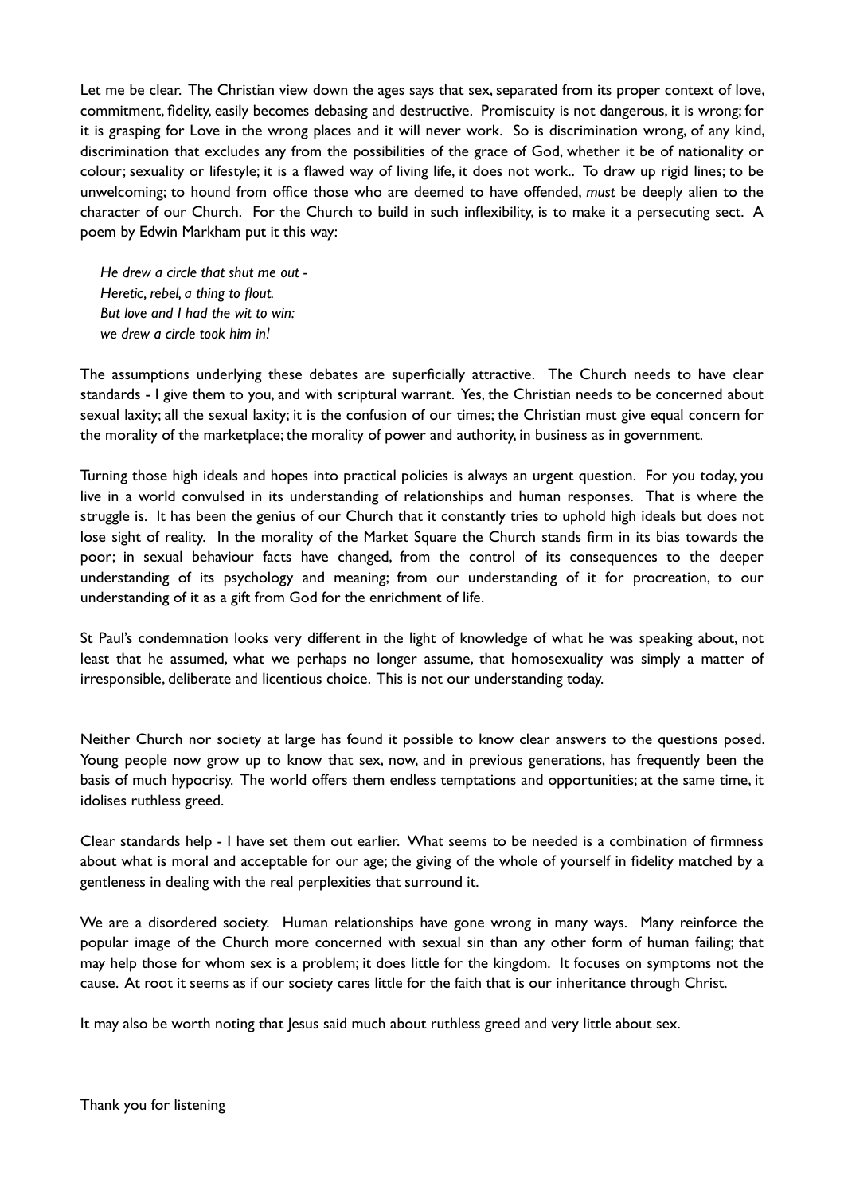Let me be clear. The Christian view down the ages says that sex, separated from its proper context of love, commitment, fidelity, easily becomes debasing and destructive. Promiscuity is not dangerous, it is wrong; for it is grasping for Love in the wrong places and it will never work. So is discrimination wrong, of any kind, discrimination that excludes any from the possibilities of the grace of God, whether it be of nationality or colour; sexuality or lifestyle; it is a flawed way of living life, it does not work.. To draw up rigid lines; to be unwelcoming; to hound from office those who are deemed to have offended, *must* be deeply alien to the character of our Church. For the Church to build in such inflexibility, is to make it a persecuting sect. A poem by Edwin Markham put it this way:

> *He drew a circle that shut me out -*
> *Heretic, rebel, a thing to flout.*
> *But love and I had the wit to win:*
> *we drew a circle took him in!*

The assumptions underlying these debates are superficially attractive. The Church needs to have clear standards - I give them to you, and with scriptural warrant. Yes, the Christian needs to be concerned about sexual laxity; all the sexual laxity; it is the confusion of our times; the Christian must give equal concern for the morality of the marketplace; the morality of power and authority, in business as in government.

Turning those high ideals and hopes into practical policies is always an urgent question. For you today, you live in a world convulsed in its understanding of relationships and human responses. That is where the struggle is. It has been the genius of our Church that it constantly tries to uphold high ideals but does not lose sight of reality. In the morality of the Market Square the Church stands firm in its bias towards the poor; in sexual behaviour facts have changed, from the control of its consequences to the deeper understanding of its psychology and meaning; from our understanding of it for procreation, to our understanding of it as a gift from God for the enrichment of life.

St Paul's condemnation looks very different in the light of knowledge of what he was speaking about, not least that he assumed, what we perhaps no longer assume, that homosexuality was simply a matter of irresponsible, deliberate and licentious choice. This is not our understanding today.

Neither Church nor society at large has found it possible to know clear answers to the questions posed. Young people now grow up to know that sex, now, and in previous generations, has frequently been the basis of much hypocrisy. The world offers them endless temptations and opportunities; at the same time, it idolises ruthless greed.

Clear standards help - I have set them out earlier. What seems to be needed is a combination of firmness about what is moral and acceptable for our age; the giving of the whole of yourself in fidelity matched by a gentleness in dealing with the real perplexities that surround it.

We are a disordered society. Human relationships have gone wrong in many ways. Many reinforce the popular image of the Church more concerned with sexual sin than any other form of human failing; that may help those for whom sex is a problem; it does little for the kingdom. It focuses on symptoms not the cause. At root it seems as if our society cares little for the faith that is our inheritance through Christ.

It may also be worth noting that Jesus said much about ruthless greed and very little about sex.

Thank you for listening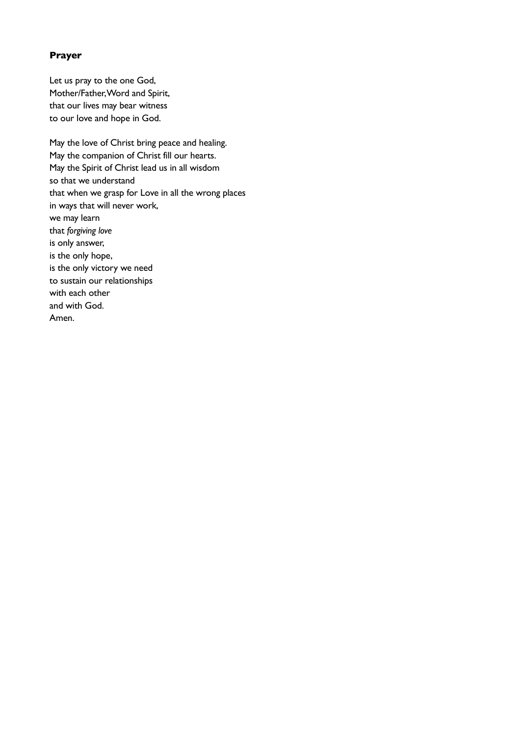**Prayer**

Let us pray to the one God,
Mother/Father, Word and Spirit,
that our lives may bear witness
to our love and hope in God.

May the love of Christ bring peace and healing.
May the companion of Christ fill our hearts.
May the Spirit of Christ lead us in all wisdom
so that we understand
that when we grasp for Love in all the wrong places
in ways that will never work,
we may learn
that *forgiving love*
is only answer,
is the only hope,
is the only victory we need
to sustain our relationships
with each other
and with God.
Amen.